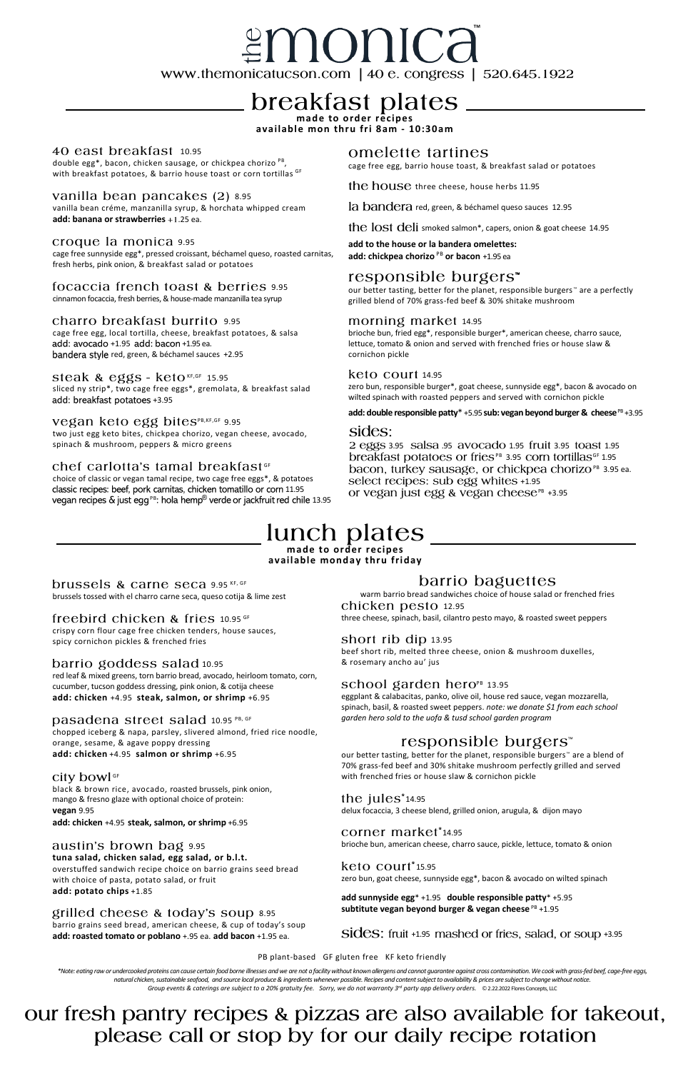# the monica™

www.themonicatucson.com | 40 e. congress | 520.645.1922

## breakfast plates

**made to order recipes**
**available mon thru fri 8am - 10:30am**

### 40 east breakfast 10.95
double egg*, bacon, chicken sausage, or chickpea chorizo PB, with breakfast potatoes, & barrio house toast or corn tortillas GF

### vanilla bean pancakes (2) 8.95
vanilla bean créme, manzanilla syrup, & horchata whipped cream
**add: banana or strawberries** +1.25 ea.

### croque la monica 9.95
cage free sunnyside egg*, pressed croissant, béchamel queso, roasted carnitas, fresh herbs, pink onion, & breakfast salad or potatoes

### focaccia french toast & berries 9.95
cinnamon focaccia, fresh berries, & house-made manzanilla tea syrup

### charro breakfast burrito 9.95
cage free egg, local tortilla, cheese, breakfast potatoes, & salsa
add: avocado +1.95 add: bacon +1.95 ea.
bandera style red, green, & béchamel sauces +2.95

### steak & eggs - keto KF,GF 15.95
sliced ny strip*, two cage free eggs*, gremolata, & breakfast salad
add: breakfast potatoes +3.95

### vegan keto egg bites PB,KF,GF 9.95
two just egg keto bites, chickpea chorizo, vegan cheese, avocado, spinach & mushroom, peppers & micro greens

### chef carlotta's tamal breakfast GF
choice of classic or vegan tamal recipe, two cage free eggs*, & potatoes
classic recipes: beef, pork carnitas, chicken tomatillo or corn 11.95
vegan recipes & just egg PB: hola hemp® verde or jackfruit red chile 13.95

### omelette tartines
cage free egg, barrio house toast, & breakfast salad or potatoes

the house three cheese, house herbs 11.95

la bandera red, green, & béchamel queso sauces 12.95

the lost deli smoked salmon*, capers, onion & goat cheese 14.95

**add to the house or la bandera omelettes:**
**add: chickpea chorizo PB or bacon** +1.95 ea

### responsible burgers™
our better tasting, better for the planet, responsible burgers™ are a perfectly grilled blend of 70% grass-fed beef & 30% shitake mushroom

### morning market 14.95
brioche bun, fried egg*, responsible burger*, american cheese, charro sauce, lettuce, tomato & onion and served with frenched fries or house slaw & cornichon pickle

### keto court 14.95
zero bun, responsible burger*, goat cheese, sunnyside egg*, bacon & avocado on wilted spinach with roasted peppers and served with cornichon pickle

**add: double responsible patty*** +5.95 **sub: vegan beyond burger & cheese** PB +3.95

### sides:
2 eggs 3.95 salsa .95 avocado 1.95 fruit 3.95 toast 1.95
breakfast potatoes or fries PB 3.95 corn tortillas GF 1.95
bacon, turkey sausage, or chickpea chorizo PB 3.95 ea.
select recipes: sub egg whites +1.95
or vegan just egg & vegan cheese PB +3.95

## lunch plates

**made to order recipes**
**available monday thru friday**

### brussels & carne seca 9.95 KF, GF
brussels tossed with el charro carne seca, queso cotija & lime zest

### freebird chicken & fries 10.95 GF
crispy corn flour cage free chicken tenders, house sauces, spicy cornichon pickles & frenched fries

### barrio goddess salad 10.95
red leaf & mixed greens, torn barrio bread, avocado, heirloom tomato, corn, cucumber, tucson goddess dressing, pink onion, & cotija cheese
**add: chicken** +4.95 **steak, salmon, or shrimp** +6.95

### pasadena street salad 10.95 PB, GF
chopped iceberg & napa, parsley, slivered almond, fried rice noodle, orange, sesame, & agave poppy dressing
**add: chicken** +4.95 **salmon or shrimp** +6.95

### city bowl GF
black & brown rice, avocado, roasted brussels, pink onion, mango & fresno glaze with optional choice of protein:
**vegan** 9.95
**add: chicken** +4.95 **steak, salmon, or shrimp** +6.95

### austin's brown bag 9.95
**tuna salad, chicken salad, egg salad, or b.l.t.**
overstuffed sandwich recipe choice on barrio grains seed bread with choice of pasta, potato salad, or fruit
**add: potato chips** +1.85

### grilled cheese & today's soup 8.95
barrio grains seed bread, american cheese, & cup of today's soup
**add: roasted tomato or poblano** +.95 ea. **add bacon** +1.95 ea.

### barrio baguettes
warm barrio bread sandwiches choice of house salad or frenched fries

### chicken pesto 12.95
three cheese, spinach, basil, cilantro pesto mayo, & roasted sweet peppers

### short rib dip 13.95
beef short rib, melted three cheese, onion & mushroom duxelles, & rosemary ancho au' jus

### school garden hero PB 13.95
eggplant & calabacitas, panko, olive oil, house red sauce, vegan mozzarella, spinach, basil, & roasted sweet peppers. *note: we donate $1 from each school garden hero sold to the uofa & tusd school garden program*

### responsible burgers™
our better tasting, better for the planet, responsible burgers™ are a blend of 70% grass-fed beef and 30% shitake mushroom perfectly grilled and served with frenched fries or house slaw & cornichon pickle

### the jules* 14.95
delux focaccia, 3 cheese blend, grilled onion, arugula, & dijon mayo

### corner market* 14.95
brioche bun, american cheese, charro sauce, pickle, lettuce, tomato & onion

### keto court* 15.95
zero bun, goat cheese, sunnyside egg*, bacon & avocado on wilted spinach

**add sunnyside egg*** +1.95 **double responsible patty*** +5.95
**subtitute vegan beyond burger & vegan cheese** PB +1.95

### sides: fruit +1.95 mashed or fries, salad, or soup +3.95

PB plant-based GF gluten free KF keto friendly

*\*Note: eating raw or undercooked proteins can cause certain food borne illnesses and we are not a facility without known allergens and cannot guarantee against cross contamination. We cook with grass-fed beef, cage-free eggs, natural chicken, sustainable seafood, and source local produce & ingredients whenever possible. Recipes and content subject to availability & prices are subject to change without notice. Group events & caterings are subject to a 20% gratuity fee. Sorry, we do not warranty 3rd party app delivery orders.* © 2.22.2022 Flores Concepts, LLC

## our fresh pantry recipes & pizzas are also available for takeout, please call or stop by for our daily recipe rotation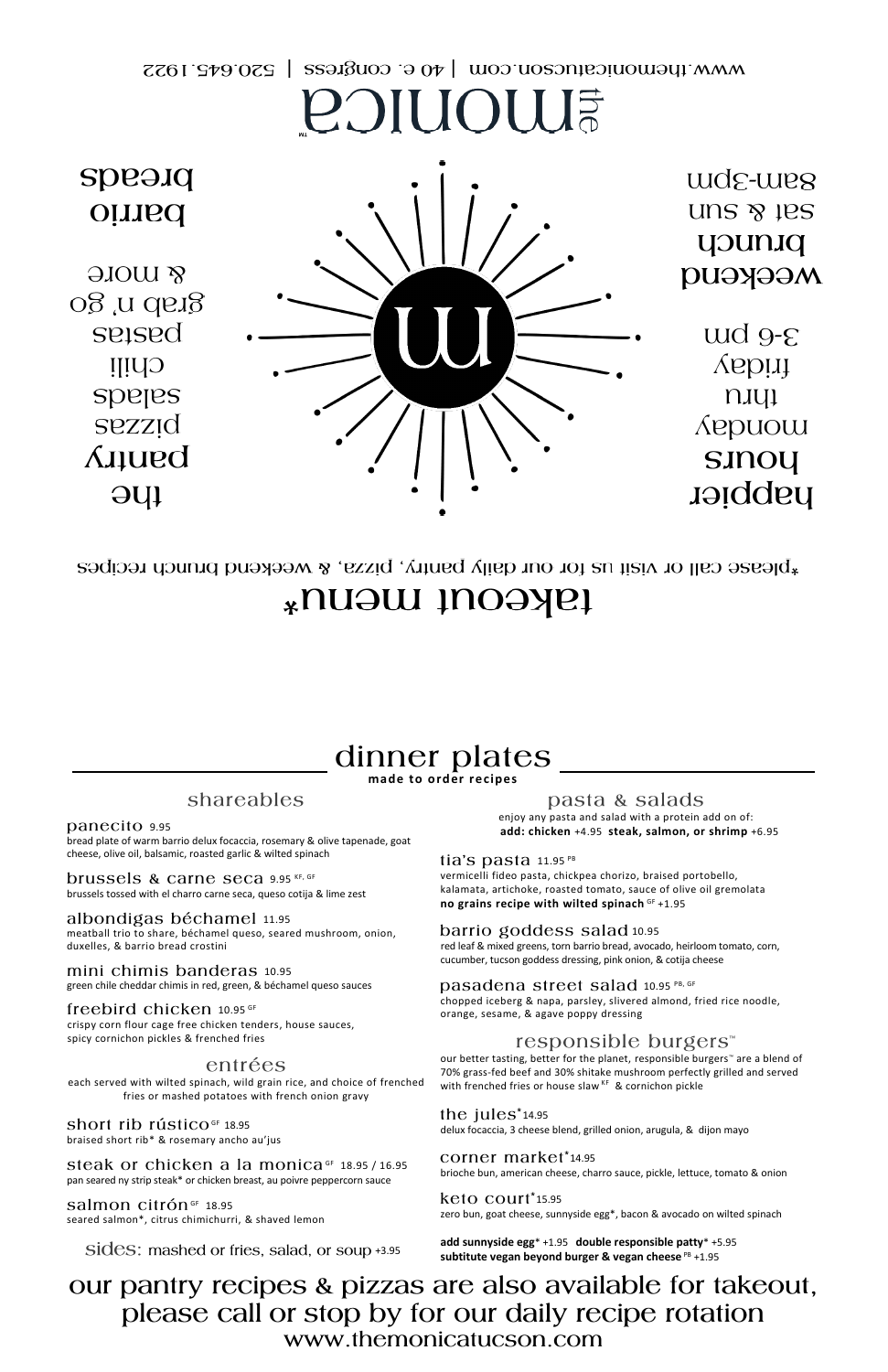www.themonicatucson.com | 40 e. congress | 520.645.1922

# the monica™

**the pantry**
pizzas
salads
chili
pastas
grab n' go
& more

**barrio breads**

**happier hours**
monday
thru
friday
3-6 pm

**weekend brunch**
sat & sun
8am-3pm

# takeout menu*

*please call or visit us for our daily pantry, pizza, & weekend brunch recipes

## dinner plates

**made to order recipes**

### shareables

**panecito** 9.95
bread plate of warm barrio delux focaccia, rosemary & olive tapenade, goat cheese, olive oil, balsamic, roasted garlic & wilted spinach

**brussels & carne seca** 9.95 KF, GF
brussels tossed with el charro carne seca, queso cotija & lime zest

**albondigas béchamel** 11.95
meatball trio to share, béchamel queso, seared mushroom, onion, duxelles, & barrio bread crostini

**mini chimis banderas** 10.95
green chile cheddar chimis in red, green, & béchamel queso sauces

**freebird chicken** 10.95 GF
crispy corn flour cage free chicken tenders, house sauces, spicy cornichon pickles & frenched fries

### entrées

each served with wilted spinach, wild grain rice, and choice of frenched fries or mashed potatoes with french onion gravy

**short rib rústico** GF 18.95
braised short rib* & rosemary ancho au'jus

**steak or chicken a la monica** GF 18.95 / 16.95
pan seared ny strip steak* or chicken breast, au poivre peppercorn sauce

**salmon citrón** GF 18.95
seared salmon*, citrus chimichurri, & shaved lemon

sides: mashed or fries, salad, or soup +3.95

### pasta & salads

enjoy any pasta and salad with a protein add on of:
**add: chicken** +4.95 **steak, salmon, or shrimp** +6.95

**tia's pasta** 11.95 PB
vermicelli fideo pasta, chickpea chorizo, braised portobello, kalamata, artichoke, roasted tomato, sauce of olive oil gremolata
**no grains recipe with wilted spinach** GF +1.95

**barrio goddess salad** 10.95
red leaf & mixed greens, torn barrio bread, avocado, heirloom tomato, corn, cucumber, tucson goddess dressing, pink onion, & cotija cheese

**pasadena street salad** 10.95 PB, GF
chopped iceberg & napa, parsley, slivered almond, fried rice noodle, orange, sesame, & agave poppy dressing

### responsible burgers™

our better tasting, better for the planet, responsible burgers™ are a blend of 70% grass-fed beef and 30% shitake mushroom perfectly grilled and served with frenched fries or house slaw KF & cornichon pickle

**the jules*** 14.95
delux focaccia, 3 cheese blend, grilled onion, arugula, & dijon mayo

**corner market*** 14.95
brioche bun, american cheese, charro sauce, pickle, lettuce, tomato & onion

**keto court*** 15.95
zero bun, goat cheese, sunnyside egg*, bacon & avocado on wilted spinach

**add sunnyside egg*** +1.95 **double responsible patty*** +5.95
**subtitute vegan beyond burger & vegan cheese** PB +1.95

our pantry recipes & pizzas are also available for takeout, please call or stop by for our daily recipe rotation
www.themonicatucson.com